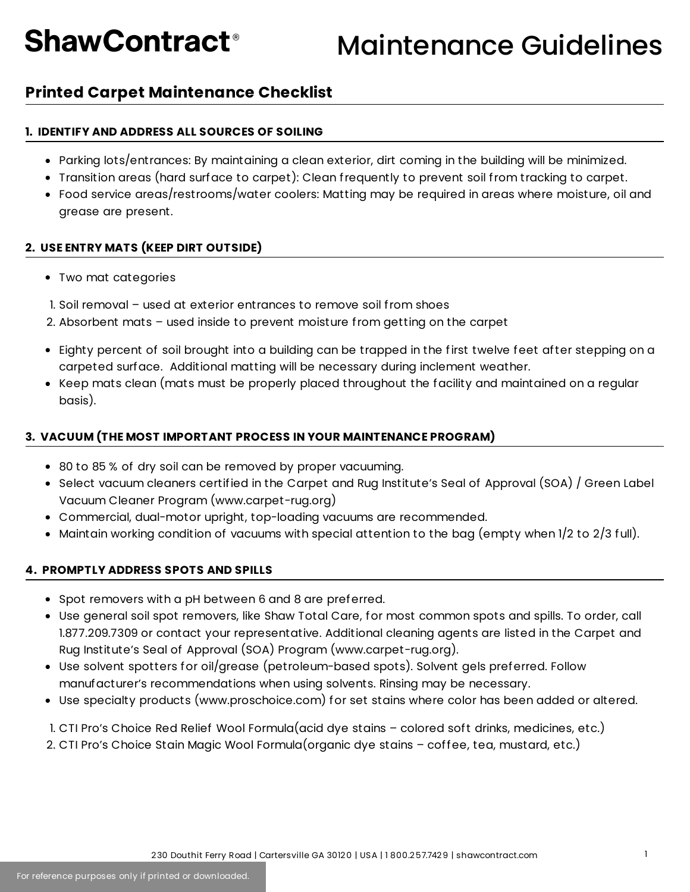# ShawContract® Maintenance Guidelines

## Printed Carpet Maintenance Checklist

### 1. IDENTIFY AND ADDRESS ALL SOURCES OF SOILING

- Parking lots/entrances: By maintaining a clean exterior, dirt coming in the building will be minimized.
- Transition areas (hard surface to carpet): Clean frequently to prevent soil from tracking to carpet.
- Food service areas/restrooms/water coolers: Matting may be required in areas where moisture, oil and grease are present.

### 2. USE ENTRY MATS (KEEP DIRT OUTSIDE)

- Two mat categories

1. Soil removal – used at exterior entrances to remove soil from shoes
2. Absorbent mats – used inside to prevent moisture from getting on the carpet

- Eighty percent of soil brought into a building can be trapped in the first twelve feet after stepping on a carpeted surface. Additional matting will be necessary during inclement weather.
- Keep mats clean (mats must be properly placed throughout the facility and maintained on a regular basis).

### 3. VACUUM (THE MOST IMPORTANT PROCESS IN YOUR MAINTENANCE PROGRAM)

- 80 to 85 % of dry soil can be removed by proper vacuuming.
- Select vacuum cleaners certified in the Carpet and Rug Institute's Seal of Approval (SOA) / Green Label Vacuum Cleaner Program (www.carpet-rug.org)
- Commercial, dual-motor upright, top-loading vacuums are recommended.
- Maintain working condition of vacuums with special attention to the bag (empty when 1/2 to 2/3 full).

### 4. PROMPTLY ADDRESS SPOTS AND SPILLS

- Spot removers with a pH between 6 and 8 are preferred.
- Use general soil spot removers, like Shaw Total Care, for most common spots and spills. To order, call 1.877.209.7309 or contact your representative. Additional cleaning agents are listed in the Carpet and Rug Institute's Seal of Approval (SOA) Program (www.carpet-rug.org).
- Use solvent spotters for oil/grease (petroleum-based spots). Solvent gels preferred. Follow manufacturer's recommendations when using solvents. Rinsing may be necessary.
- Use specialty products (www.proschoice.com) for set stains where color has been added or altered.

1. CTI Pro's Choice Red Relief Wool Formula(acid dye stains – colored soft drinks, medicines, etc.)
2. CTI Pro's Choice Stain Magic Wool Formula(organic dye stains – coffee, tea, mustard, etc.)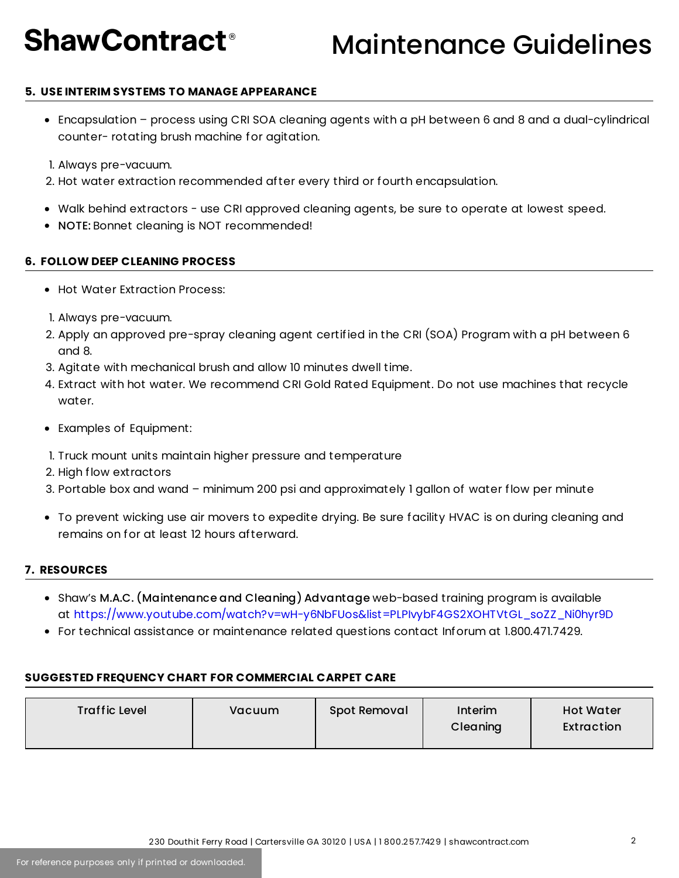### 5. USE INTERIM SYSTEMS TO MANAGE APPEARANCE

- Encapsulation – process using CRI SOA cleaning agents with a pH between 6 and 8 and a dual-cylindrical counter- rotating brush machine for agitation.

1. Always pre-vacuum.
2. Hot water extraction recommended after every third or fourth encapsulation.

- Walk behind extractors - use CRI approved cleaning agents, be sure to operate at lowest speed.
- **NOTE:** Bonnet cleaning is NOT recommended!

### 6. FOLLOW DEEP CLEANING PROCESS

- Hot Water Extraction Process:

1. Always pre-vacuum.
2. Apply an approved pre-spray cleaning agent certified in the CRI (SOA) Program with a pH between 6 and 8.
3. Agitate with mechanical brush and allow 10 minutes dwell time.
4. Extract with hot water. We recommend CRI Gold Rated Equipment. Do not use machines that recycle water.

- Examples of Equipment:

1. Truck mount units maintain higher pressure and temperature
2. High flow extractors
3. Portable box and wand – minimum 200 psi and approximately 1 gallon of water flow per minute

- To prevent wicking use air movers to expedite drying. Be sure facility HVAC is on during cleaning and remains on for at least 12 hours afterward.

### 7. RESOURCES

- Shaw's **M.A.C. (Maintenance and Cleaning) Advantage** web-based training program is available at https://www.youtube.com/watch?v=wH-y6NbFUos&list=PLPIvybF4GS2XOHTVtGL_soZZ_Ni0hyr9D
- For technical assistance or maintenance related questions contact Inforum at 1.800.471.7429.

### SUGGESTED FREQUENCY CHART FOR COMMERCIAL CARPET CARE

| Traffic Level | Vacuum | Spot Removal | Interim Cleaning | Hot Water Extraction |
|---|---|---|---|---|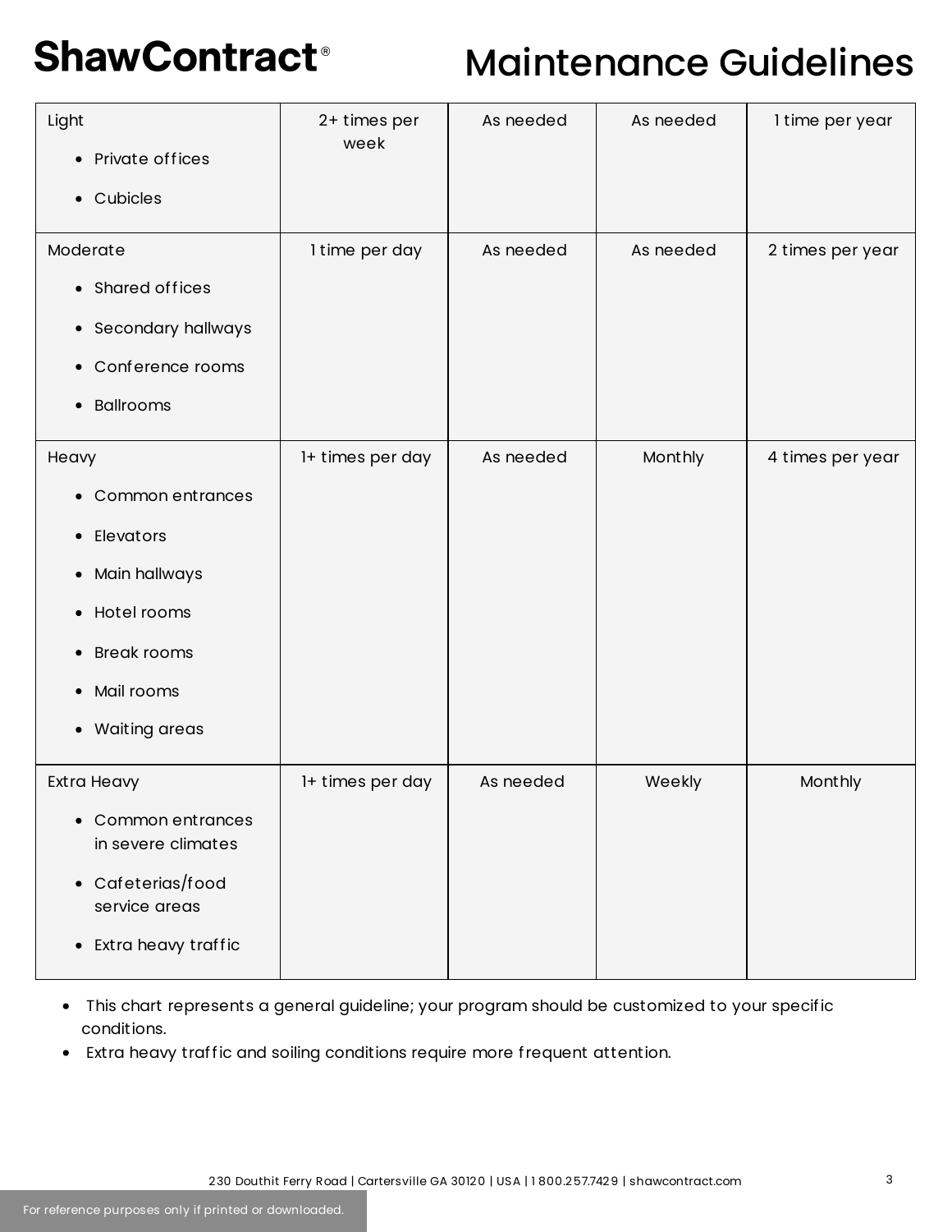# Maintenance Guidelines

| | | | | |
|---|---|---|---|---|
| Light<br>• Private offices<br>• Cubicles | 2+ times per week | As needed | As needed | 1 time per year |
| Moderate<br>• Shared offices<br>• Secondary hallways<br>• Conference rooms<br>• Ballrooms | 1 time per day | As needed | As needed | 2 times per year |
| Heavy<br>• Common entrances<br>• Elevators<br>• Main hallways<br>• Hotel rooms<br>• Break rooms<br>• Mail rooms<br>• Waiting areas | 1+ times per day | As needed | Monthly | 4 times per year |
| Extra Heavy<br>• Common entrances in severe climates<br>• Cafeterias/food service areas<br>• Extra heavy traffic | 1+ times per day | As needed | Weekly | Monthly |

- This chart represents a general guideline; your program should be customized to your specific conditions.
- Extra heavy traffic and soiling conditions require more frequent attention.

230 Douthit Ferry Road | Cartersville GA 30120 | USA | 1 800.257.7429 | shawcontract.com

For reference purposes only if printed or downloaded.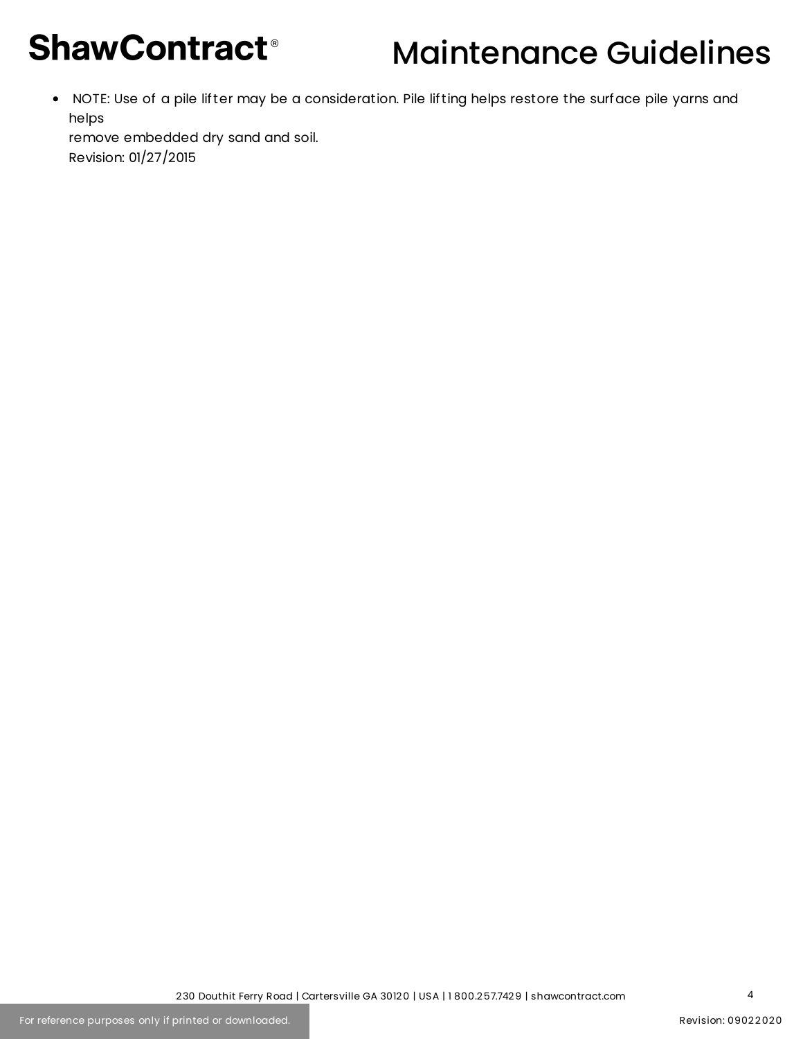- NOTE: Use of a pile lifter may be a consideration. Pile lifting helps restore the surface pile yarns and helps remove embedded dry sand and soil.
  Revision: 01/27/2015